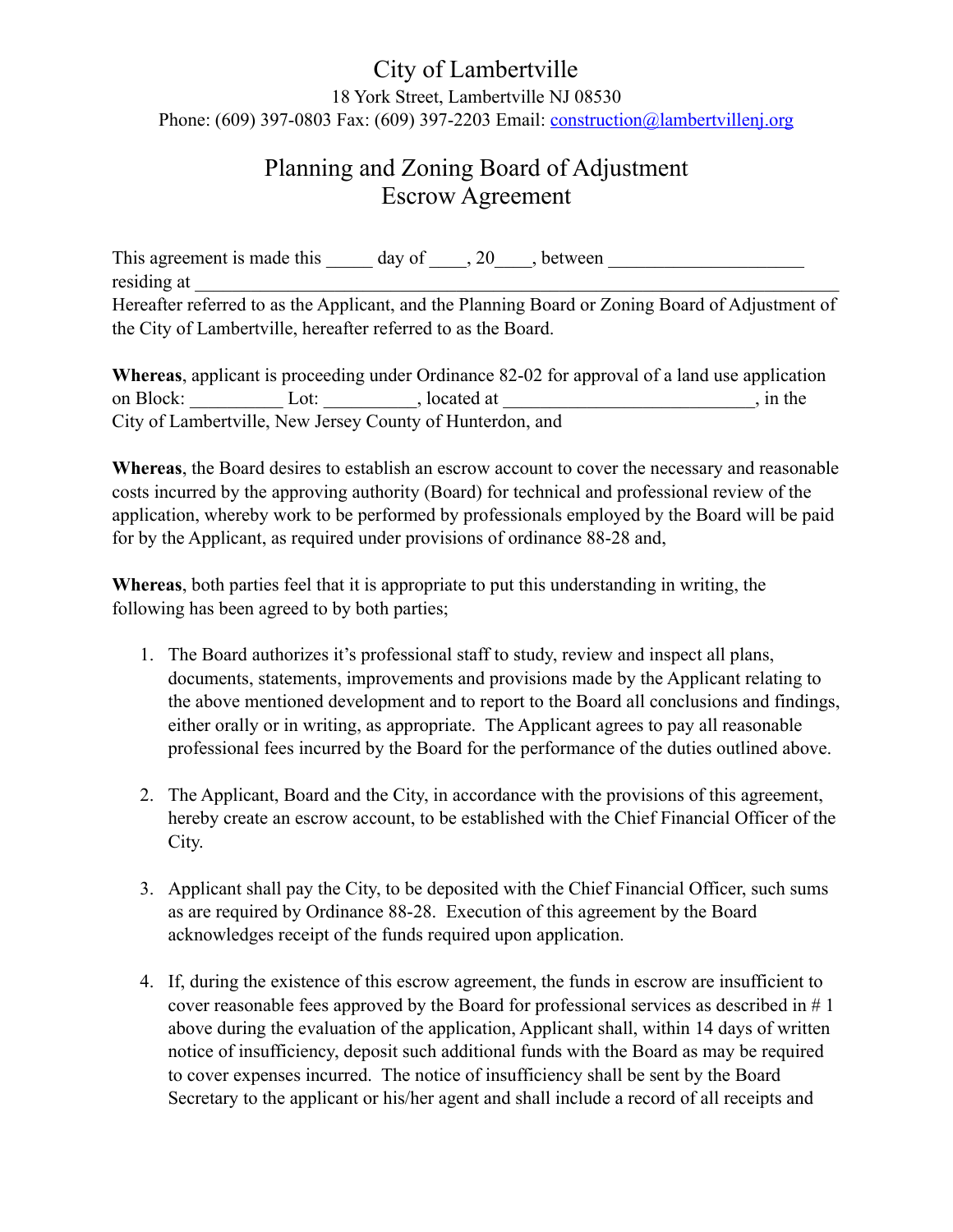# City of Lambertville

18 York Street, Lambertville NJ 08530
Phone: (609) 397-0803 Fax: (609) 397-2203 Email: construction@lambertvillenj.org

## Planning and Zoning Board of Adjustment
## Escrow Agreement

This agreement is made this _____ day of ____, 20____, between ____________________ residing at ______________________________________________________________________
Hereafter referred to as the Applicant, and the Planning Board or Zoning Board of Adjustment of the City of Lambertville, hereafter referred to as the Board.

**Whereas**, applicant is proceeding under Ordinance 82-02 for approval of a land use application on Block: __________ Lot: __________, located at __________________________, in the City of Lambertville, New Jersey County of Hunterdon, and

**Whereas**, the Board desires to establish an escrow account to cover the necessary and reasonable costs incurred by the approving authority (Board) for technical and professional review of the application, whereby work to be performed by professionals employed by the Board will be paid for by the Applicant, as required under provisions of ordinance 88-28 and,

**Whereas**, both parties feel that it is appropriate to put this understanding in writing, the following has been agreed to by both parties;

1. The Board authorizes it's professional staff to study, review and inspect all plans, documents, statements, improvements and provisions made by the Applicant relating to the above mentioned development and to report to the Board all conclusions and findings, either orally or in writing, as appropriate. The Applicant agrees to pay all reasonable professional fees incurred by the Board for the performance of the duties outlined above.

2. The Applicant, Board and the City, in accordance with the provisions of this agreement, hereby create an escrow account, to be established with the Chief Financial Officer of the City.

3. Applicant shall pay the City, to be deposited with the Chief Financial Officer, such sums as are required by Ordinance 88-28. Execution of this agreement by the Board acknowledges receipt of the funds required upon application.

4. If, during the existence of this escrow agreement, the funds in escrow are insufficient to cover reasonable fees approved by the Board for professional services as described in # 1 above during the evaluation of the application, Applicant shall, within 14 days of written notice of insufficiency, deposit such additional funds with the Board as may be required to cover expenses incurred. The notice of insufficiency shall be sent by the Board Secretary to the applicant or his/her agent and shall include a record of all receipts and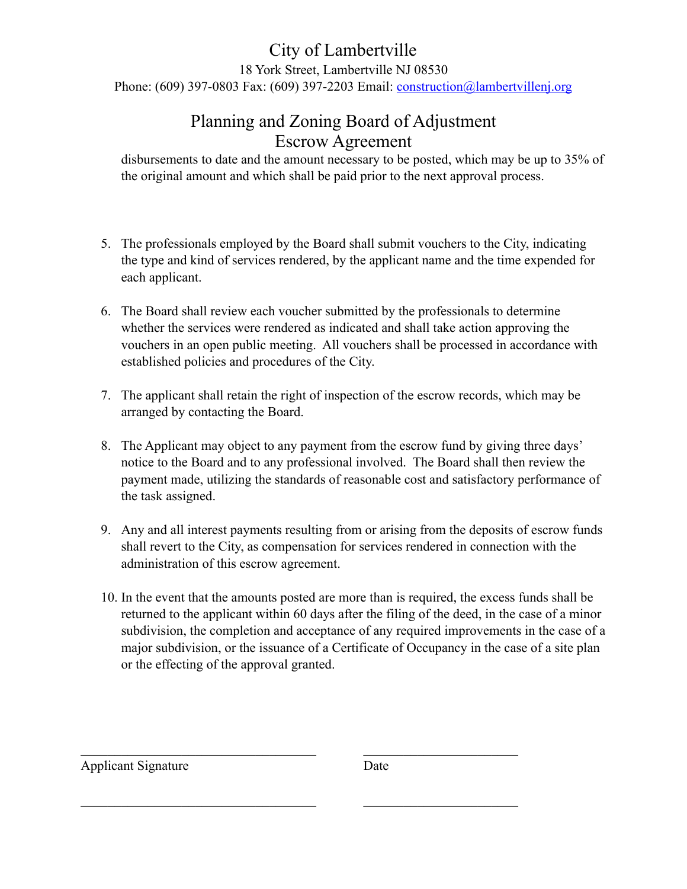disbursements to date and the amount necessary to be posted, which may be up to 35% of the original amount and which shall be paid prior to the next approval process.

5. The professionals employed by the Board shall submit vouchers to the City, indicating the type and kind of services rendered, by the applicant name and the time expended for each applicant.

6. The Board shall review each voucher submitted by the professionals to determine whether the services were rendered as indicated and shall take action approving the vouchers in an open public meeting. All vouchers shall be processed in accordance with established policies and procedures of the City.

7. The applicant shall retain the right of inspection of the escrow records, which may be arranged by contacting the Board.

8. The Applicant may object to any payment from the escrow fund by giving three days' notice to the Board and to any professional involved. The Board shall then review the payment made, utilizing the standards of reasonable cost and satisfactory performance of the task assigned.

9. Any and all interest payments resulting from or arising from the deposits of escrow funds shall revert to the City, as compensation for services rendered in connection with the administration of this escrow agreement.

10. In the event that the amounts posted are more than is required, the excess funds shall be returned to the applicant within 60 days after the filing of the deed, in the case of a minor subdivision, the completion and acceptance of any required improvements in the case of a major subdivision, or the issuance of a Certificate of Occupancy in the case of a site plan or the effecting of the approval granted.

_______________________________ &nbsp;&nbsp;&nbsp;&nbsp; ____________________

Applicant Signature &nbsp;&nbsp;&nbsp;&nbsp; Date

_______________________________ &nbsp;&nbsp;&nbsp;&nbsp; ____________________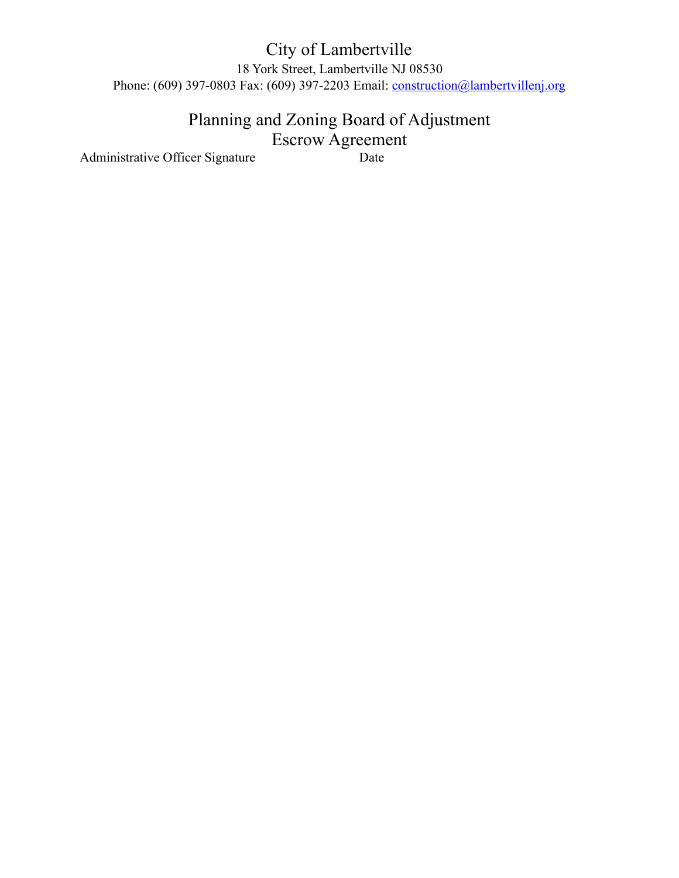# City of Lambertville

18 York Street, Lambertville NJ 08530

Phone: (609) 397-0803 Fax: (609) 397-2203 Email: [construction@lambertvillenj.org](mailto:construction@lambertvillenj.org)

## Planning and Zoning Board of Adjustment
## Escrow Agreement

Administrative Officer Signature                                        Date